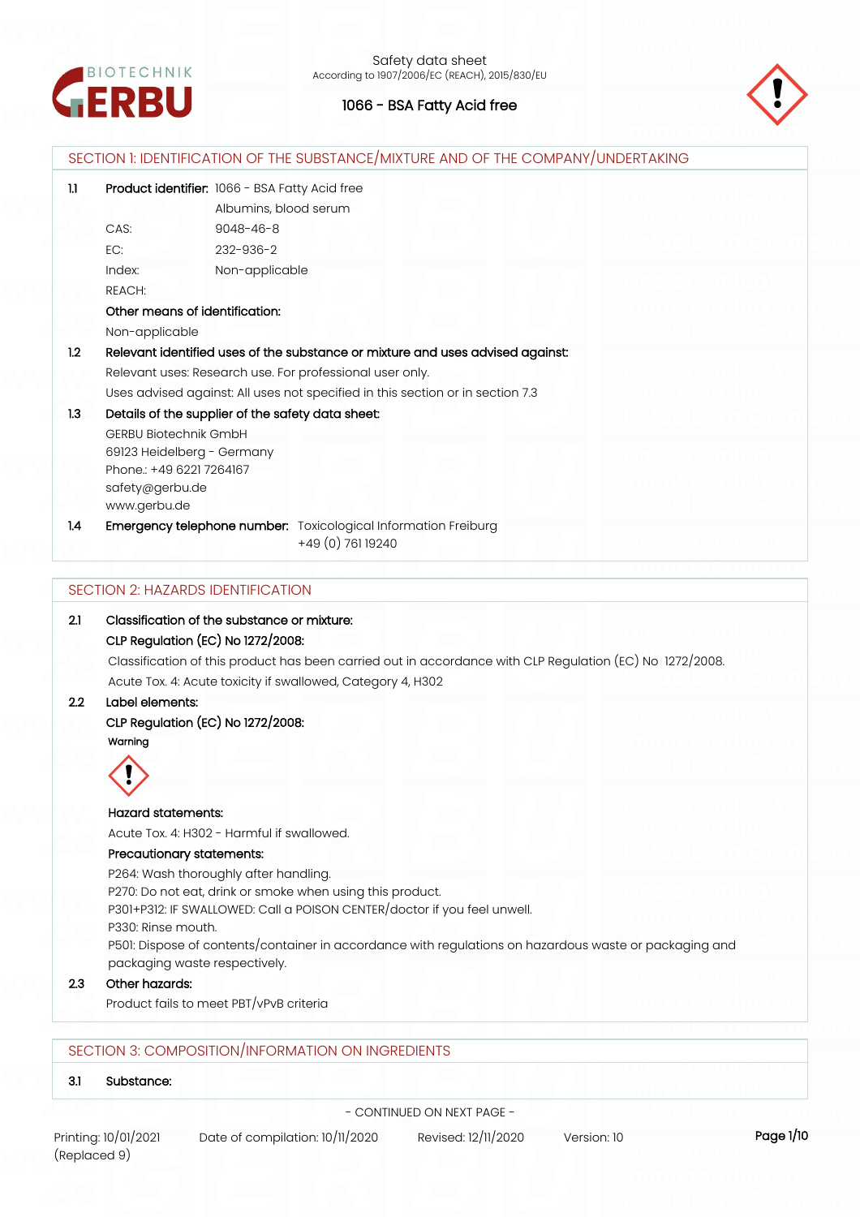Safety data sheet
According to 1907/2006/EC (REACH), 2015/830/EU

# 1066 - BSA Fatty Acid free

## SECTION 1: IDENTIFICATION OF THE SUBSTANCE/MIXTURE AND OF THE COMPANY/UNDERTAKING

**1.1 Product identifier:** 1066 - BSA Fatty Acid free
Albumins, blood serum

CAS: 9048-46-8
EC: 232-936-2
Index: Non-applicable
REACH:

**Other means of identification:**

Non-applicable

**1.2 Relevant identified uses of the substance or mixture and uses advised against:**

Relevant uses: Research use. For professional user only.

Uses advised against: All uses not specified in this section or in section 7.3

**1.3 Details of the supplier of the safety data sheet:**

GERBU Biotechnik GmbH
69123 Heidelberg - Germany
Phone.: +49 6221 7264167
safety@gerbu.de
www.gerbu.de

**1.4 Emergency telephone number:** Toxicological Information Freiburg
+49 (0) 761 19240

## SECTION 2: HAZARDS IDENTIFICATION

**2.1 Classification of the substance or mixture:**

**CLP Regulation (EC) No 1272/2008:**

Classification of this product has been carried out in accordance with CLP Regulation (EC) No 1272/2008.

Acute Tox. 4: Acute toxicity if swallowed, Category 4, H302

**2.2 Label elements:**

**CLP Regulation (EC) No 1272/2008:**

**Warning**

**Hazard statements:**

Acute Tox. 4: H302 - Harmful if swallowed.

**Precautionary statements:**

P264: Wash thoroughly after handling.
P270: Do not eat, drink or smoke when using this product.
P301+P312: IF SWALLOWED: Call a POISON CENTER/doctor if you feel unwell.
P330: Rinse mouth.
P501: Dispose of contents/container in accordance with regulations on hazardous waste or packaging and packaging waste respectively.

**2.3 Other hazards:**

Product fails to meet PBT/vPvB criteria

## SECTION 3: COMPOSITION/INFORMATION ON INGREDIENTS

**3.1 Substance:**

- CONTINUED ON NEXT PAGE -

Printing: 10/01/2021 (Replaced 9) Date of compilation: 10/11/2020 Revised: 12/11/2020 Version: 10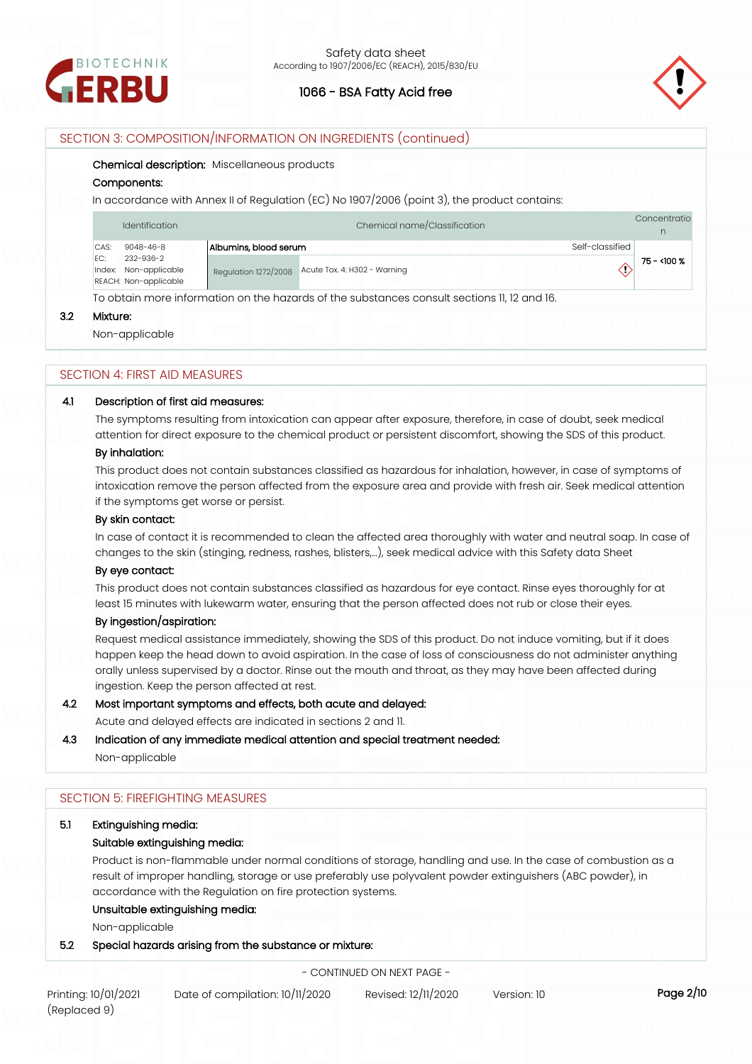## SECTION 3: COMPOSITION/INFORMATION ON INGREDIENTS (continued)

**Chemical description:** Miscellaneous products

**Components:**

In accordance with Annex II of Regulation (EC) No 1907/2006 (point 3), the product contains:

| Identification | Chemical name/Classification | | Concentration |
|---|---|---|---|
| CAS: 9048-46-8<br>EC: 232-936-2<br>Index: Non-applicable<br>REACH: Non-applicable | **Albumins, blood serum** | Self-classified | 75 - <100 % |
| | Regulation 1272/2008 | Acute Tox. 4: H302 - Warning | |

To obtain more information on the hazards of the substances consult sections 11, 12 and 16.

**3.2 Mixture:**

Non-applicable

## SECTION 4: FIRST AID MEASURES

**4.1 Description of first aid measures:**

The symptoms resulting from intoxication can appear after exposure, therefore, in case of doubt, seek medical attention for direct exposure to the chemical product or persistent discomfort, showing the SDS of this product.

**By inhalation:**

This product does not contain substances classified as hazardous for inhalation, however, in case of symptoms of intoxication remove the person affected from the exposure area and provide with fresh air. Seek medical attention if the symptoms get worse or persist.

**By skin contact:**

In case of contact it is recommended to clean the affected area thoroughly with water and neutral soap. In case of changes to the skin (stinging, redness, rashes, blisters,...), seek medical advice with this Safety data Sheet

**By eye contact:**

This product does not contain substances classified as hazardous for eye contact. Rinse eyes thoroughly for at least 15 minutes with lukewarm water, ensuring that the person affected does not rub or close their eyes.

**By ingestion/aspiration:**

Request medical assistance immediately, showing the SDS of this product. Do not induce vomiting, but if it does happen keep the head down to avoid aspiration. In the case of loss of consciousness do not administer anything orally unless supervised by a doctor. Rinse out the mouth and throat, as they may have been affected during ingestion. Keep the person affected at rest.

**4.2 Most important symptoms and effects, both acute and delayed:**

Acute and delayed effects are indicated in sections 2 and 11.

**4.3 Indication of any immediate medical attention and special treatment needed:**

Non-applicable

## SECTION 5: FIREFIGHTING MEASURES

**5.1 Extinguishing media:**

**Suitable extinguishing media:**

Product is non-flammable under normal conditions of storage, handling and use. In the case of combustion as a result of improper handling, storage or use preferably use polyvalent powder extinguishers (ABC powder), in accordance with the Regulation on fire protection systems.

**Unsuitable extinguishing media:**

Non-applicable

**5.2 Special hazards arising from the substance or mixture:**

- CONTINUED ON NEXT PAGE -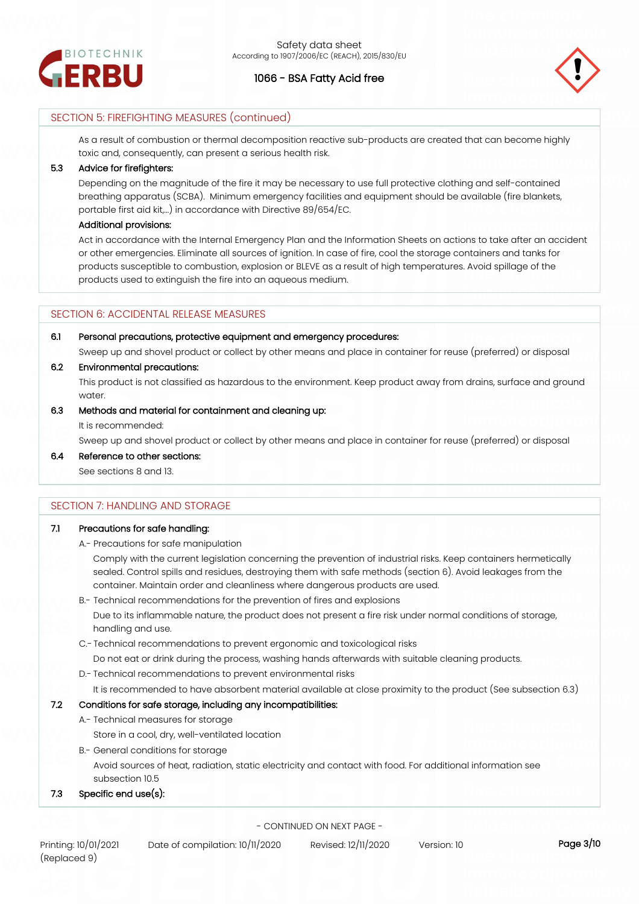## SECTION 5: FIREFIGHTING MEASURES (continued)

As a result of combustion or thermal decomposition reactive sub-products are created that can become highly toxic and, consequently, can present a serious health risk.

**5.3 Advice for firefighters:**

Depending on the magnitude of the fire it may be necessary to use full protective clothing and self-contained breathing apparatus (SCBA). Minimum emergency facilities and equipment should be available (fire blankets, portable first aid kit,...) in accordance with Directive 89/654/EC.

**Additional provisions:**

Act in accordance with the Internal Emergency Plan and the Information Sheets on actions to take after an accident or other emergencies. Eliminate all sources of ignition. In case of fire, cool the storage containers and tanks for products susceptible to combustion, explosion or BLEVE as a result of high temperatures. Avoid spillage of the products used to extinguish the fire into an aqueous medium.

## SECTION 6: ACCIDENTAL RELEASE MEASURES

**6.1 Personal precautions, protective equipment and emergency procedures:**

Sweep up and shovel product or collect by other means and place in container for reuse (preferred) or disposal

**6.2 Environmental precautions:**

This product is not classified as hazardous to the environment. Keep product away from drains, surface and ground water.

**6.3 Methods and material for containment and cleaning up:**

It is recommended:

Sweep up and shovel product or collect by other means and place in container for reuse (preferred) or disposal

**6.4 Reference to other sections:**

See sections 8 and 13.

## SECTION 7: HANDLING AND STORAGE

**7.1 Precautions for safe handling:**

A.- Precautions for safe manipulation

Comply with the current legislation concerning the prevention of industrial risks. Keep containers hermetically sealed. Control spills and residues, destroying them with safe methods (section 6). Avoid leakages from the container. Maintain order and cleanliness where dangerous products are used.

B.- Technical recommendations for the prevention of fires and explosions

Due to its inflammable nature, the product does not present a fire risk under normal conditions of storage, handling and use.

C.- Technical recommendations to prevent ergonomic and toxicological risks

Do not eat or drink during the process, washing hands afterwards with suitable cleaning products.

D.- Technical recommendations to prevent environmental risks

It is recommended to have absorbent material available at close proximity to the product (See subsection 6.3)

**7.2 Conditions for safe storage, including any incompatibilities:**

A.- Technical measures for storage

Store in a cool, dry, well-ventilated location

B.- General conditions for storage

Avoid sources of heat, radiation, static electricity and contact with food. For additional information see subsection 10.5

**7.3 Specific end use(s):**

- CONTINUED ON NEXT PAGE -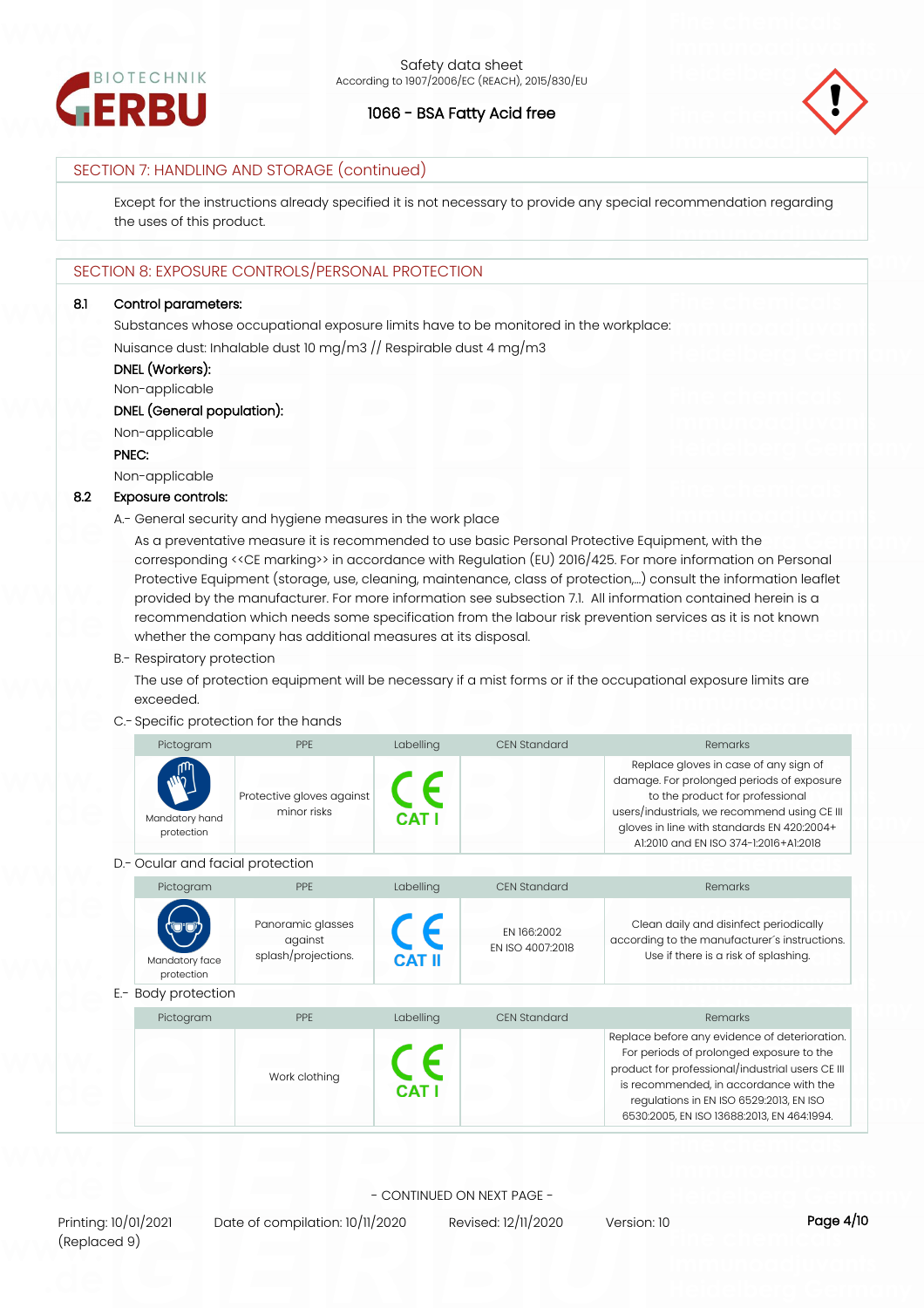## SECTION 7: HANDLING AND STORAGE (continued)

Except for the instructions already specified it is not necessary to provide any special recommendation regarding the uses of this product.

## SECTION 8: EXPOSURE CONTROLS/PERSONAL PROTECTION

### 8.1 Control parameters:

Substances whose occupational exposure limits have to be monitored in the workplace:

Nuisance dust: Inhalable dust 10 mg/m3 // Respirable dust 4 mg/m3

**DNEL (Workers):**

Non-applicable

**DNEL (General population):**

Non-applicable

**PNEC:**

Non-applicable

### 8.2 Exposure controls:

A.- General security and hygiene measures in the work place

As a preventative measure it is recommended to use basic Personal Protective Equipment, with the corresponding <<CE marking>> in accordance with Regulation (EU) 2016/425. For more information on Personal Protective Equipment (storage, use, cleaning, maintenance, class of protection,…) consult the information leaflet provided by the manufacturer. For more information see subsection 7.1. All information contained herein is a recommendation which needs some specification from the labour risk prevention services as it is not known whether the company has additional measures at its disposal.

B.- Respiratory protection

The use of protection equipment will be necessary if a mist forms or if the occupational exposure limits are exceeded.

C.- Specific protection for the hands

| Pictogram | PPE | Labelling | CEN Standard | Remarks |
| --- | --- | --- | --- | --- |
| Mandatory hand protection | Protective gloves against minor risks | CE CAT I | | Replace gloves in case of any sign of damage. For prolonged periods of exposure to the product for professional users/industrials, we recommend using CE III gloves in line with standards EN 420:2004+A1:2010 and EN ISO 374-1:2016+A1:2018 |

D.- Ocular and facial protection

| Pictogram | PPE | Labelling | CEN Standard | Remarks |
| --- | --- | --- | --- | --- |
| Mandatory face protection | Panoramic glasses against splash/projections. | CE CAT II | EN 166:2002<br>EN ISO 4007:2018 | Clean daily and disinfect periodically according to the manufacturer´s instructions. Use if there is a risk of splashing. |

E.- Body protection

| Pictogram | PPE | Labelling | CEN Standard | Remarks |
| --- | --- | --- | --- | --- |
| | Work clothing | CE CAT I | | Replace before any evidence of deterioration. For periods of prolonged exposure to the product for professional/industrial users CE III is recommended, in accordance with the regulations in EN ISO 6529:2013, EN ISO 6530:2005, EN ISO 13688:2013, EN 464:1994. |

- CONTINUED ON NEXT PAGE -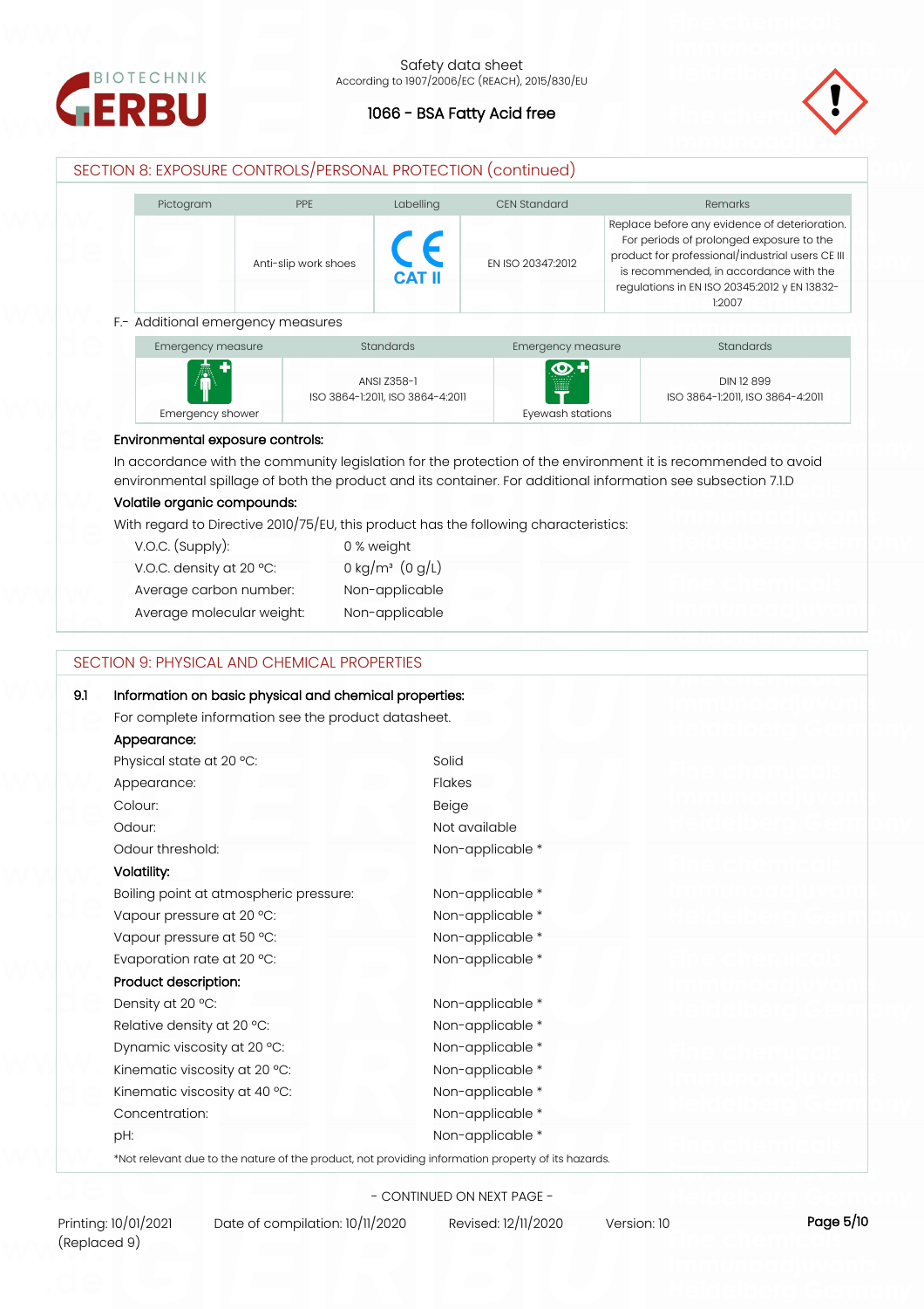## SECTION 8: EXPOSURE CONTROLS/PERSONAL PROTECTION (continued)

| Pictogram | PPE | Labelling | CEN Standard | Remarks |
|---|---|---|---|---|
| | Anti-slip work shoes | CE CAT II | EN ISO 20347:2012 | Replace before any evidence of deterioration. For periods of prolonged exposure to the product for professional/industrial users CE III is recommended, in accordance with the regulations in EN ISO 20345:2012 y EN 13832-1:2007 |

F.- Additional emergency measures

| Emergency measure | Standards | Emergency measure | Standards |
|---|---|---|---|
| Emergency shower | ANSI Z358-1<br>ISO 3864-1:2011, ISO 3864-4:2011 | Eyewash stations | DIN 12 899<br>ISO 3864-1:2011, ISO 3864-4:2011 |

**Environmental exposure controls:**

In accordance with the community legislation for the protection of the environment it is recommended to avoid environmental spillage of both the product and its container. For additional information see subsection 7.1.D

**Volatile organic compounds:**

With regard to Directive 2010/75/EU, this product has the following characteristics:

| | |
|---|---|
| V.O.C. (Supply): | 0 % weight |
| V.O.C. density at 20 ºC: | 0 kg/m³ (0 g/L) |
| Average carbon number: | Non-applicable |
| Average molecular weight: | Non-applicable |

## SECTION 9: PHYSICAL AND CHEMICAL PROPERTIES

**9.1 Information on basic physical and chemical properties:**

For complete information see the product datasheet.

**Appearance:**

| | |
|---|---|
| Physical state at 20 ºC: | Solid |
| Appearance: | Flakes |
| Colour: | Beige |
| Odour: | Not available |
| Odour threshold: | Non-applicable * |

**Volatility:**

| | |
|---|---|
| Boiling point at atmospheric pressure: | Non-applicable * |
| Vapour pressure at 20 ºC: | Non-applicable * |
| Vapour pressure at 50 ºC: | Non-applicable * |
| Evaporation rate at 20 ºC: | Non-applicable * |

**Product description:**

| | |
|---|---|
| Density at 20 ºC: | Non-applicable * |
| Relative density at 20 ºC: | Non-applicable * |
| Dynamic viscosity at 20 ºC: | Non-applicable * |
| Kinematic viscosity at 20 ºC: | Non-applicable * |
| Kinematic viscosity at 40 ºC: | Non-applicable * |
| Concentration: | Non-applicable * |
| pH: | Non-applicable * |

*Not relevant due to the nature of the product, not providing information property of its hazards.

- CONTINUED ON NEXT PAGE -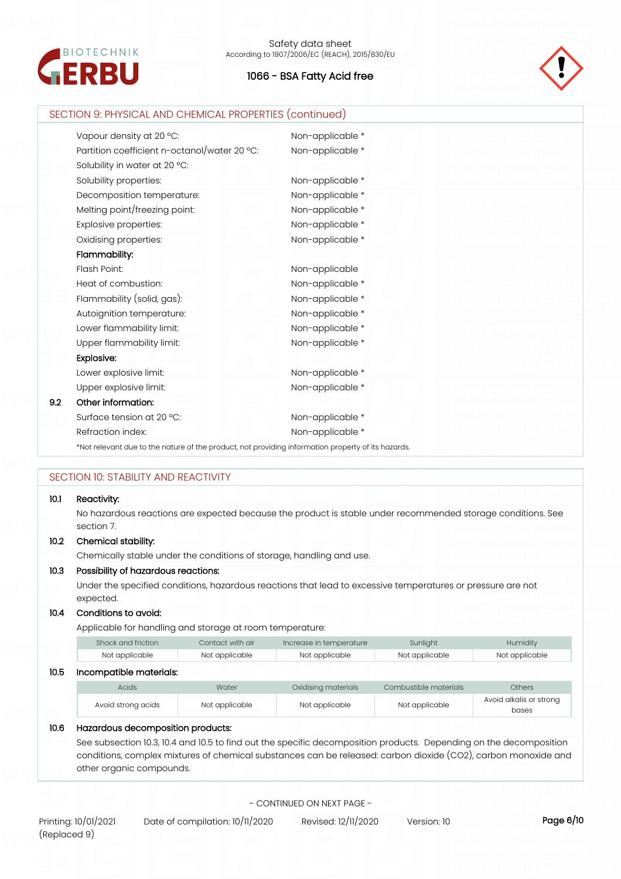## SECTION 9: PHYSICAL AND CHEMICAL PROPERTIES (continued)

| | |
|---|---|
| Vapour density at 20 ºC: | Non-applicable * |
| Partition coefficient n-octanol/water 20 ºC: | Non-applicable * |
| Solubility in water at 20 ºC: | |
| Solubility properties: | Non-applicable * |
| Decomposition temperature: | Non-applicable * |
| Melting point/freezing point: | Non-applicable * |
| Explosive properties: | Non-applicable * |
| Oxidising properties: | Non-applicable * |
| **Flammability:** | |
| Flash Point: | Non-applicable |
| Heat of combustion: | Non-applicable * |
| Flammability (solid, gas): | Non-applicable * |
| Autoignition temperature: | Non-applicable * |
| Lower flammability limit: | Non-applicable * |
| Upper flammability limit: | Non-applicable * |
| **Explosive:** | |
| Lower explosive limit: | Non-applicable * |
| Upper explosive limit: | Non-applicable * |

**9.2 Other information:**

| | |
|---|---|
| Surface tension at 20 ºC: | Non-applicable * |
| Refraction index: | Non-applicable * |

*Not relevant due to the nature of the product, not providing information property of its hazards.

## SECTION 10: STABILITY AND REACTIVITY

**10.1 Reactivity:**

No hazardous reactions are expected because the product is stable under recommended storage conditions. See section 7.

**10.2 Chemical stability:**

Chemically stable under the conditions of storage, handling and use.

**10.3 Possibility of hazardous reactions:**

Under the specified conditions, hazardous reactions that lead to excessive temperatures or pressure are not expected.

**10.4 Conditions to avoid:**

Applicable for handling and storage at room temperature:

| Shock and friction | Contact with air | Increase in temperature | Sunlight | Humidity |
|---|---|---|---|---|
| Not applicable | Not applicable | Not applicable | Not applicable | Not applicable |

**10.5 Incompatible materials:**

| Acids | Water | Oxidising materials | Combustible materials | Others |
|---|---|---|---|---|
| Avoid strong acids | Not applicable | Not applicable | Not applicable | Avoid alkalis or strong bases |

**10.6 Hazardous decomposition products:**

See subsection 10.3, 10.4 and 10.5 to find out the specific decomposition products. Depending on the decomposition conditions, complex mixtures of chemical substances can be released: carbon dioxide ($CO_2$), carbon monoxide and other organic compounds.

- CONTINUED ON NEXT PAGE -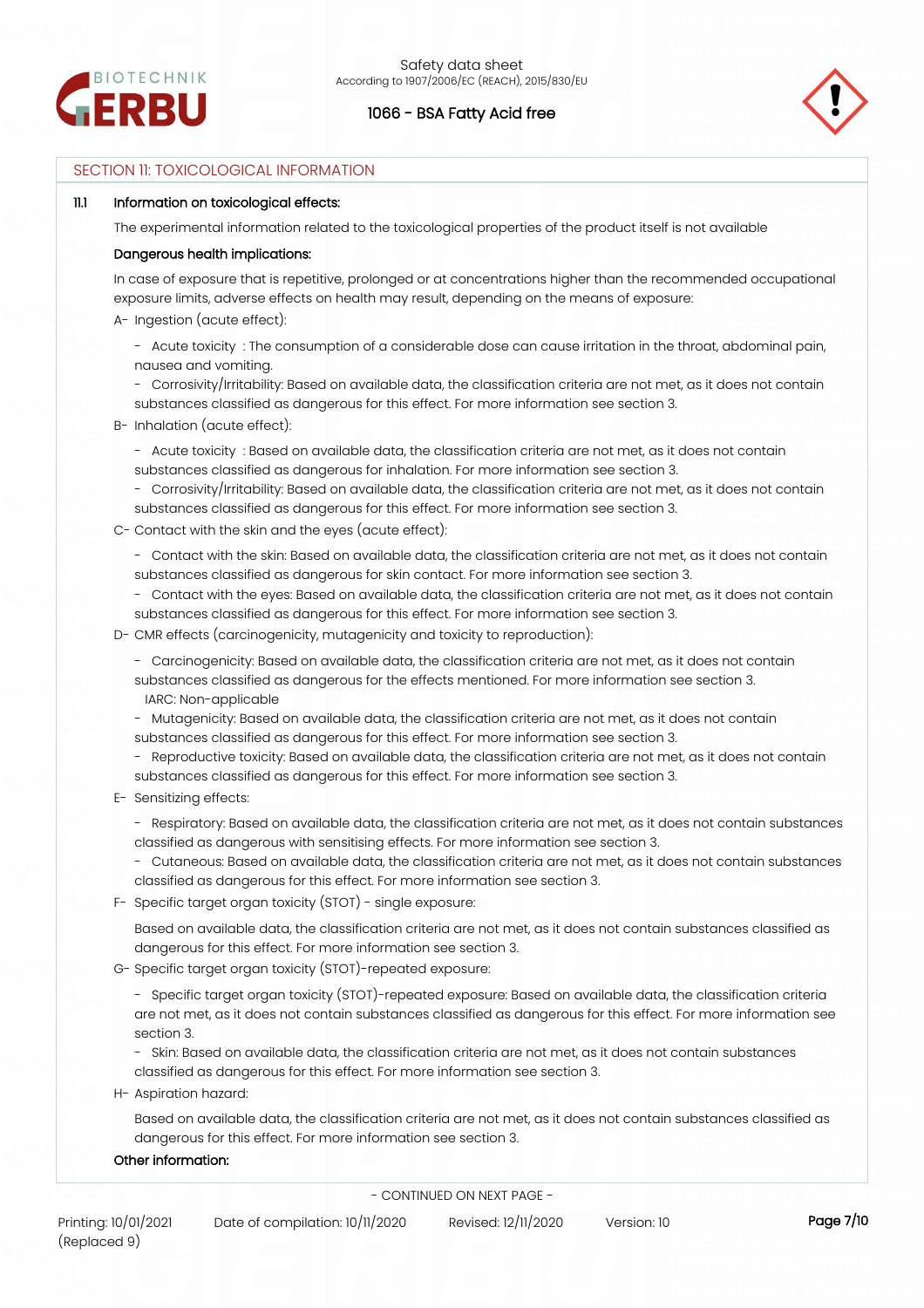## SECTION 11: TOXICOLOGICAL INFORMATION

**11.1 Information on toxicological effects:**

The experimental information related to the toxicological properties of the product itself is not available

**Dangerous health implications:**

In case of exposure that is repetitive, prolonged or at concentrations higher than the recommended occupational exposure limits, adverse effects on health may result, depending on the means of exposure:

A- Ingestion (acute effect):

- Acute toxicity : The consumption of a considerable dose can cause irritation in the throat, abdominal pain, nausea and vomiting.
- Corrosivity/Irritability: Based on available data, the classification criteria are not met, as it does not contain substances classified as dangerous for this effect. For more information see section 3.

B- Inhalation (acute effect):

- Acute toxicity : Based on available data, the classification criteria are not met, as it does not contain substances classified as dangerous for inhalation. For more information see section 3.
- Corrosivity/Irritability: Based on available data, the classification criteria are not met, as it does not contain substances classified as dangerous for this effect. For more information see section 3.

C- Contact with the skin and the eyes (acute effect):

- Contact with the skin: Based on available data, the classification criteria are not met, as it does not contain substances classified as dangerous for skin contact. For more information see section 3.
- Contact with the eyes: Based on available data, the classification criteria are not met, as it does not contain substances classified as dangerous for this effect. For more information see section 3.

D- CMR effects (carcinogenicity, mutagenicity and toxicity to reproduction):

- Carcinogenicity: Based on available data, the classification criteria are not met, as it does not contain substances classified as dangerous for the effects mentioned. For more information see section 3.
  IARC: Non-applicable
- Mutagenicity: Based on available data, the classification criteria are not met, as it does not contain substances classified as dangerous for this effect. For more information see section 3.
- Reproductive toxicity: Based on available data, the classification criteria are not met, as it does not contain substances classified as dangerous for this effect. For more information see section 3.

E- Sensitizing effects:

- Respiratory: Based on available data, the classification criteria are not met, as it does not contain substances classified as dangerous with sensitising effects. For more information see section 3.
- Cutaneous: Based on available data, the classification criteria are not met, as it does not contain substances classified as dangerous for this effect. For more information see section 3.

F- Specific target organ toxicity (STOT) - single exposure:

Based on available data, the classification criteria are not met, as it does not contain substances classified as dangerous for this effect. For more information see section 3.

G- Specific target organ toxicity (STOT)-repeated exposure:

- Specific target organ toxicity (STOT)-repeated exposure: Based on available data, the classification criteria are not met, as it does not contain substances classified as dangerous for this effect. For more information see section 3.
- Skin: Based on available data, the classification criteria are not met, as it does not contain substances classified as dangerous for this effect. For more information see section 3.

H- Aspiration hazard:

Based on available data, the classification criteria are not met, as it does not contain substances classified as dangerous for this effect. For more information see section 3.

**Other information:**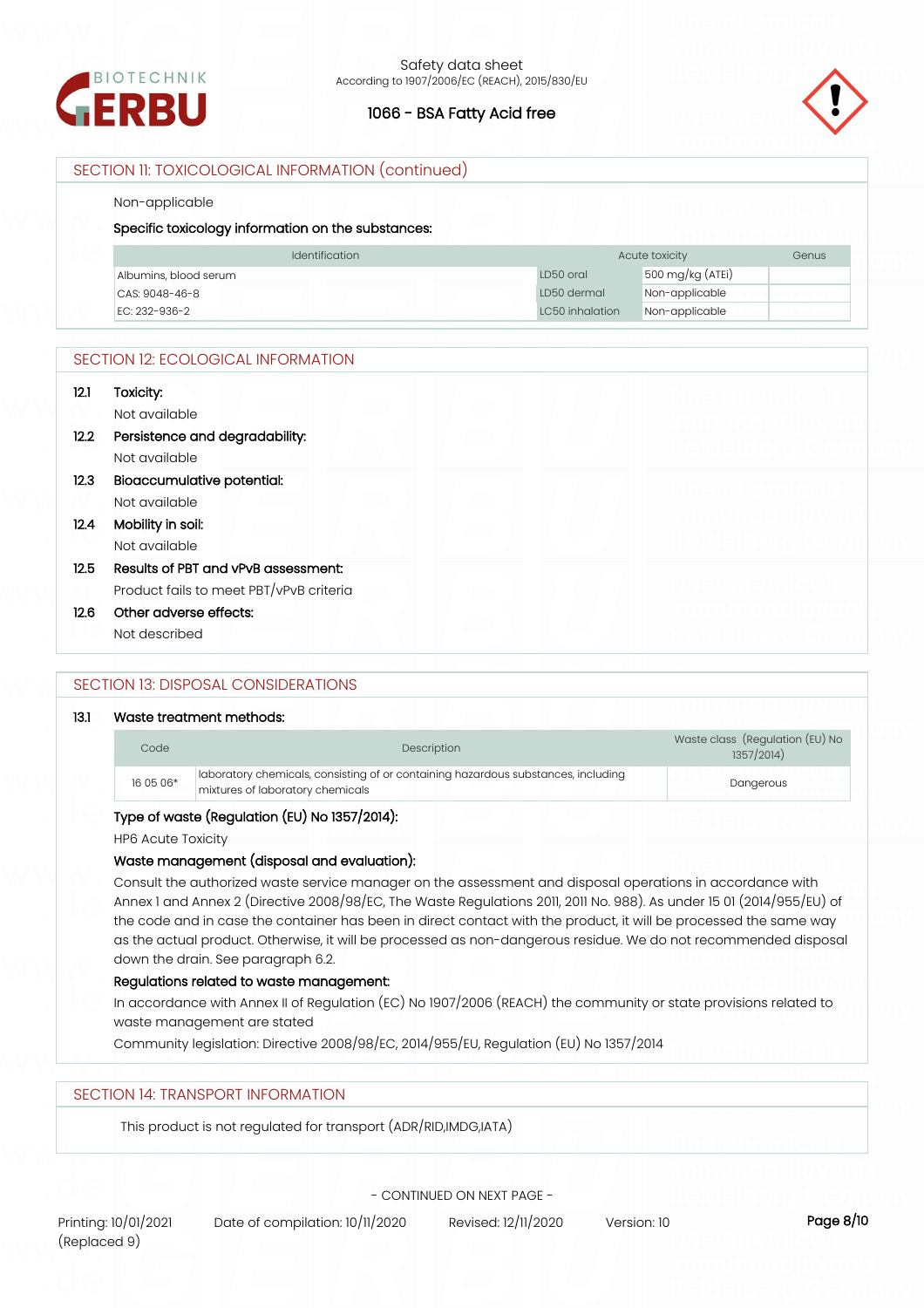## SECTION 11: TOXICOLOGICAL INFORMATION (continued)

Non-applicable

**Specific toxicology information on the substances:**

| Identification | Acute toxicity | | Genus |
|---|---|---|---|
| Albumins, blood serum | LD50 oral | 500 mg/kg (ATEi) | |
| CAS: 9048-46-8 | LD50 dermal | Non-applicable | |
| EC: 232-936-2 | LC50 inhalation | Non-applicable | |

## SECTION 12: ECOLOGICAL INFORMATION

**12.1 Toxicity:**

Not available

**12.2 Persistence and degradability:**

Not available

**12.3 Bioaccumulative potential:**

Not available

**12.4 Mobility in soil:**

Not available

**12.5 Results of PBT and vPvB assessment:**

Product fails to meet PBT/vPvB criteria

**12.6 Other adverse effects:**

Not described

## SECTION 13: DISPOSAL CONSIDERATIONS

**13.1 Waste treatment methods:**

| Code | Description | Waste class (Regulation (EU) No 1357/2014) |
|---|---|---|
| 16 05 06* | laboratory chemicals, consisting of or containing hazardous substances, including mixtures of laboratory chemicals | Dangerous |

**Type of waste (Regulation (EU) No 1357/2014):**

HP6 Acute Toxicity

**Waste management (disposal and evaluation):**

Consult the authorized waste service manager on the assessment and disposal operations in accordance with Annex 1 and Annex 2 (Directive 2008/98/EC, The Waste Regulations 2011, 2011 No. 988). As under 15 01 (2014/955/EU) of the code and in case the container has been in direct contact with the product, it will be processed the same way as the actual product. Otherwise, it will be processed as non-dangerous residue. We do not recommended disposal down the drain. See paragraph 6.2.

**Regulations related to waste management:**

In accordance with Annex II of Regulation (EC) No 1907/2006 (REACH) the community or state provisions related to waste management are stated

Community legislation: Directive 2008/98/EC, 2014/955/EU, Regulation (EU) No 1357/2014

## SECTION 14: TRANSPORT INFORMATION

This product is not regulated for transport (ADR/RID,IMDG,IATA)

- CONTINUED ON NEXT PAGE -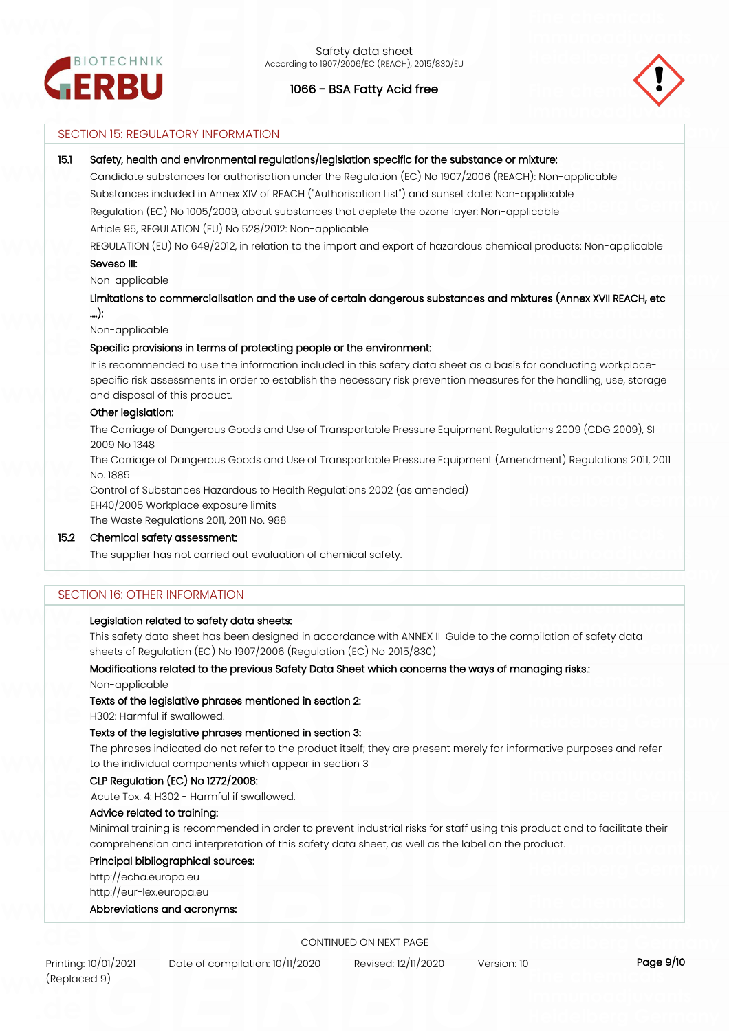## SECTION 15: REGULATORY INFORMATION

**15.1 Safety, health and environmental regulations/legislation specific for the substance or mixture:**

Candidate substances for authorisation under the Regulation (EC) No 1907/2006 (REACH): Non-applicable

Substances included in Annex XIV of REACH ("Authorisation List") and sunset date: Non-applicable

Regulation (EC) No 1005/2009, about substances that deplete the ozone layer: Non-applicable

Article 95, REGULATION (EU) No 528/2012: Non-applicable

REGULATION (EU) No 649/2012, in relation to the import and export of hazardous chemical products: Non-applicable

**Seveso III:**

Non-applicable

**Limitations to commercialisation and the use of certain dangerous substances and mixtures (Annex XVII REACH, etc ….):**

Non-applicable

**Specific provisions in terms of protecting people or the environment:**

It is recommended to use the information included in this safety data sheet as a basis for conducting workplace-specific risk assessments in order to establish the necessary risk prevention measures for the handling, use, storage and disposal of this product.

**Other legislation:**

The Carriage of Dangerous Goods and Use of Transportable Pressure Equipment Regulations 2009 (CDG 2009), SI 2009 No 1348

The Carriage of Dangerous Goods and Use of Transportable Pressure Equipment (Amendment) Regulations 2011, 2011 No. 1885

Control of Substances Hazardous to Health Regulations 2002 (as amended)

EH40/2005 Workplace exposure limits

The Waste Regulations 2011, 2011 No. 988

**15.2 Chemical safety assessment:**

The supplier has not carried out evaluation of chemical safety.

## SECTION 16: OTHER INFORMATION

**Legislation related to safety data sheets:**

This safety data sheet has been designed in accordance with ANNEX II-Guide to the compilation of safety data sheets of Regulation (EC) No 1907/2006 (Regulation (EC) No 2015/830)

**Modifications related to the previous Safety Data Sheet which concerns the ways of managing risks.:**

Non-applicable

**Texts of the legislative phrases mentioned in section 2:**

H302: Harmful if swallowed.

**Texts of the legislative phrases mentioned in section 3:**

The phrases indicated do not refer to the product itself; they are present merely for informative purposes and refer to the individual components which appear in section 3

**CLP Regulation (EC) No 1272/2008:**

Acute Tox. 4: H302 - Harmful if swallowed.

**Advice related to training:**

Minimal training is recommended in order to prevent industrial risks for staff using this product and to facilitate their comprehension and interpretation of this safety data sheet, as well as the label on the product.

**Principal bibliographical sources:**

http://echa.europa.eu

http://eur-lex.europa.eu

**Abbreviations and acronyms:**

- CONTINUED ON NEXT PAGE -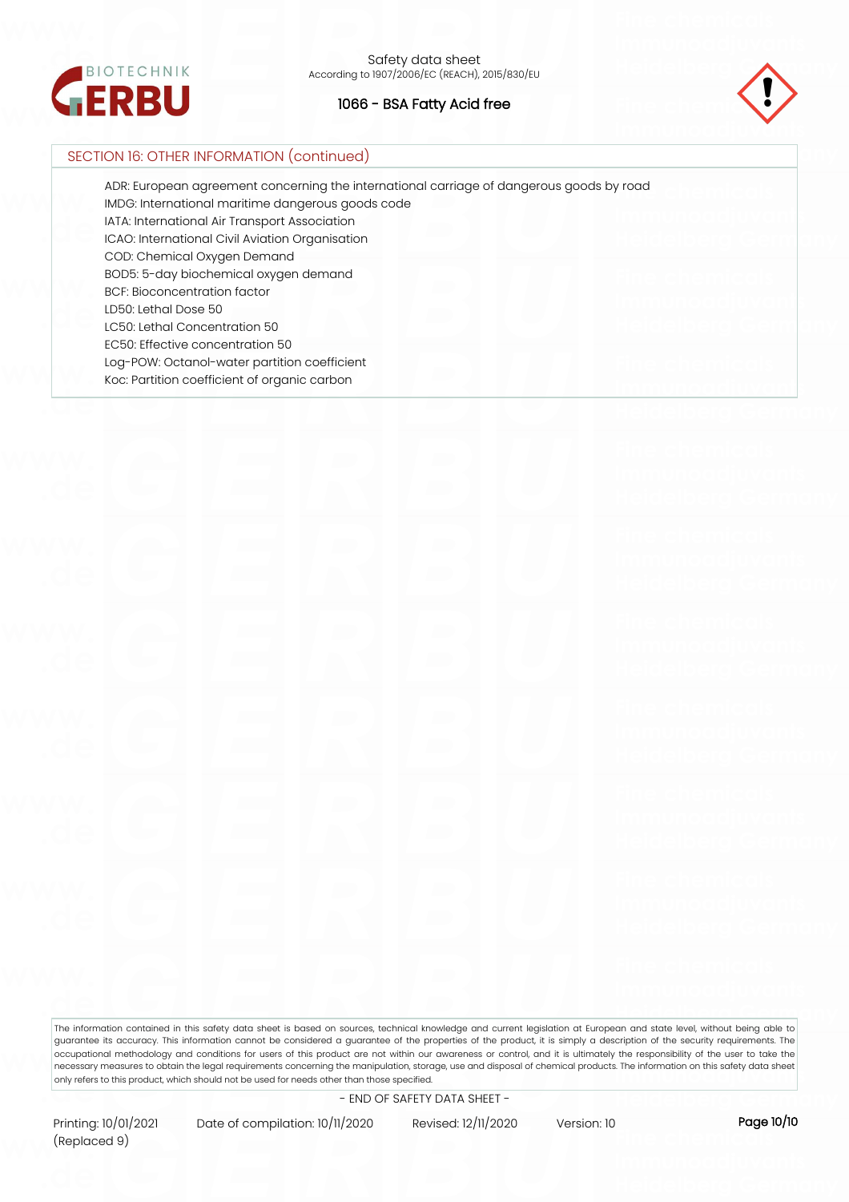## SECTION 16: OTHER INFORMATION (continued)

ADR: European agreement concerning the international carriage of dangerous goods by road
IMDG: International maritime dangerous goods code
IATA: International Air Transport Association
ICAO: International Civil Aviation Organisation
COD: Chemical Oxygen Demand
BOD5: 5-day biochemical oxygen demand
BCF: Bioconcentration factor
LD50: Lethal Dose 50
LC50: Lethal Concentration 50
EC50: Effective concentration 50
Log-POW: Octanol-water partition coefficient
Koc: Partition coefficient of organic carbon

The information contained in this safety data sheet is based on sources, technical knowledge and current legislation at European and state level, without being able to guarantee its accuracy. This information cannot be considered a guarantee of the properties of the product, it is simply a description of the security requirements. The occupational methodology and conditions for users of this product are not within our awareness or control, and it is ultimately the responsibility of the user to take the necessary measures to obtain the legal requirements concerning the manipulation, storage, use and disposal of chemical products. The information on this safety data sheet only refers to this product, which should not be used for needs other than those specified.

- END OF SAFETY DATA SHEET -